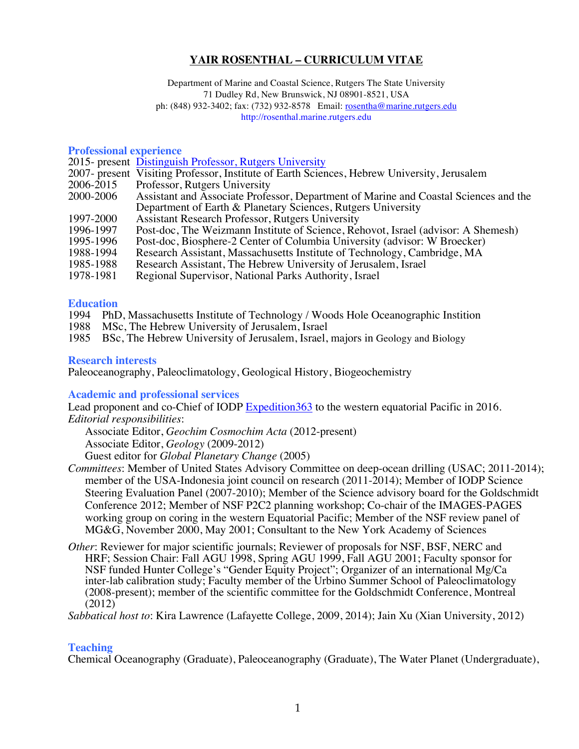# YAIR ROSENTHAL – CURRICULUM VITAE

Department of Marine and Coastal Science, Rutgers The State University
71 Dudley Rd, New Brunswick, NJ 08901-8521, USA
ph: (848) 932-3402; fax: (732) 932-8578 Email: rosentha@marine.rutgers.edu
http://rosenthal.marine.rutgers.edu

## Professional experience

2015- present Distinguish Professor, Rutgers University
2007- present Visiting Professor, Institute of Earth Sciences, Hebrew University, Jerusalem
2006-2015 Professor, Rutgers University
2000-2006 Assistant and Associate Professor, Department of Marine and Coastal Sciences and the Department of Earth & Planetary Sciences, Rutgers University
1997-2000 Assistant Research Professor, Rutgers University
1996-1997 Post-doc, The Weizmann Institute of Science, Rehovot, Israel (advisor: A Shemesh)
1995-1996 Post-doc, Biosphere-2 Center of Columbia University (advisor: W Broecker)
1988-1994 Research Assistant, Massachusetts Institute of Technology, Cambridge, MA
1985-1988 Research Assistant, The Hebrew University of Jerusalem, Israel
1978-1981 Regional Supervisor, National Parks Authority, Israel

## Education

1994 PhD, Massachusetts Institute of Technology / Woods Hole Oceanographic Instition
1988 MSc, The Hebrew University of Jerusalem, Israel
1985 BSc, The Hebrew University of Jerusalem, Israel, majors in Geology and Biology

## Research interests

Paleoceanography, Paleoclimatology, Geological History, Biogeochemistry

## Academic and professional services

Lead proponent and co-Chief of IODP Expedition363 to the western equatorial Pacific in 2016.

*Editorial responsibilities*:

Associate Editor, *Geochim Cosmochim Acta* (2012-present)
Associate Editor, *Geology* (2009-2012)
Guest editor for *Global Planetary Change* (2005)

*Committees*: Member of United States Advisory Committee on deep-ocean drilling (USAC; 2011-2014); member of the USA-Indonesia joint council on research (2011-2014); Member of IODP Science Steering Evaluation Panel (2007-2010); Member of the Science advisory board for the Goldschmidt Conference 2012; Member of NSF P2C2 planning workshop; Co-chair of the IMAGES-PAGES working group on coring in the western Equatorial Pacific; Member of the NSF review panel of MG&G, November 2000, May 2001; Consultant to the New York Academy of Sciences

*Other*: Reviewer for major scientific journals; Reviewer of proposals for NSF, BSF, NERC and HRF; Session Chair: Fall AGU 1998, Spring AGU 1999, Fall AGU 2001; Faculty sponsor for NSF funded Hunter College's "Gender Equity Project"; Organizer of an international Mg/Ca inter-lab calibration study; Faculty member of the Urbino Summer School of Paleoclimatology (2008-present); member of the scientific committee for the Goldschmidt Conference, Montreal (2012)

*Sabbatical host to*: Kira Lawrence (Lafayette College, 2009, 2014); Jain Xu (Xian University, 2012)

## Teaching

Chemical Oceanography (Graduate), Paleoceanography (Graduate), The Water Planet (Undergraduate),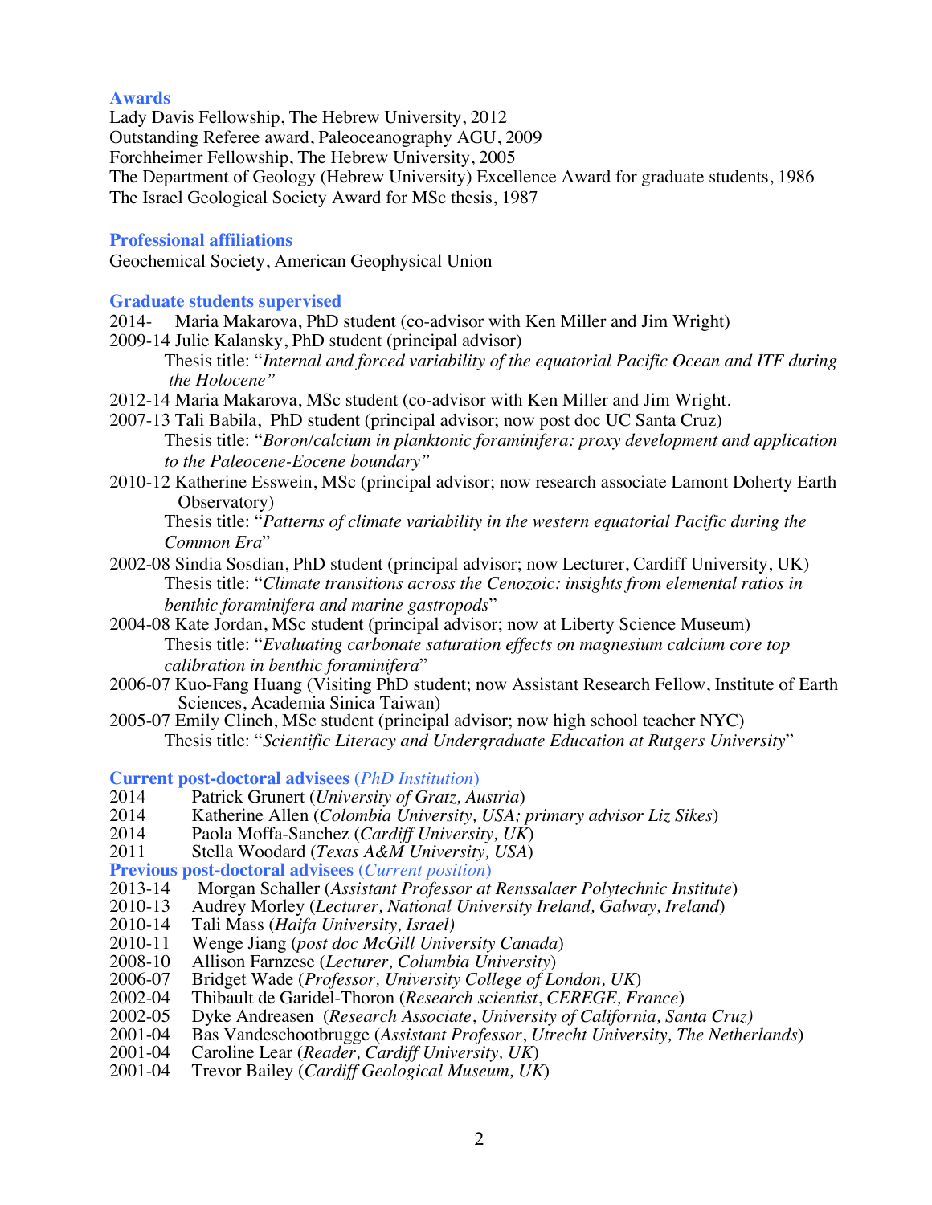## Awards

Lady Davis Fellowship, The Hebrew University, 2012
Outstanding Referee award, Paleoceanography AGU, 2009
Forchheimer Fellowship, The Hebrew University, 2005
The Department of Geology (Hebrew University) Excellence Award for graduate students, 1986
The Israel Geological Society Award for MSc thesis, 1987

## Professional affiliations

Geochemical Society, American Geophysical Union

## Graduate students supervised

2014- Maria Makarova, PhD student (co-advisor with Ken Miller and Jim Wright)

2009-14 Julie Kalansky, PhD student (principal advisor)
Thesis title: "*Internal and forced variability of the equatorial Pacific Ocean and ITF during the Holocene*"

2012-14 Maria Makarova, MSc student (co-advisor with Ken Miller and Jim Wright.

2007-13 Tali Babila, PhD student (principal advisor; now post doc UC Santa Cruz)
Thesis title: "*Boron/calcium in planktonic foraminifera: proxy development and application to the Paleocene-Eocene boundary*"

2010-12 Katherine Esswein, MSc (principal advisor; now research associate Lamont Doherty Earth Observatory)
Thesis title: "*Patterns of climate variability in the western equatorial Pacific during the Common Era*"

2002-08 Sindia Sosdian, PhD student (principal advisor; now Lecturer, Cardiff University, UK)
Thesis title: "*Climate transitions across the Cenozoic: insights from elemental ratios in benthic foraminifera and marine gastropods*"

2004-08 Kate Jordan, MSc student (principal advisor; now at Liberty Science Museum)
Thesis title: "*Evaluating carbonate saturation effects on magnesium calcium core top calibration in benthic foraminifera*"

2006-07 Kuo-Fang Huang (Visiting PhD student; now Assistant Research Fellow, Institute of Earth Sciences, Academia Sinica Taiwan)

2005-07 Emily Clinch, MSc student (principal advisor; now high school teacher NYC)
Thesis title: "*Scientific Literacy and Undergraduate Education at Rutgers University*"

## Current post-doctoral advisees (*PhD Institution*)

2014 Patrick Grunert (*University of Gratz, Austria*)
2014 Katherine Allen (*Colombia University, USA; primary advisor Liz Sikes*)
2014 Paola Moffa-Sanchez (*Cardiff University, UK*)
2011 Stella Woodard (*Texas A&M University, USA*)

## Previous post-doctoral advisees (*Current position*)

2013-14 Morgan Schaller (*Assistant Professor at Renssalaer Polytechnic Institute*)
2010-13 Audrey Morley (*Lecturer, National University Ireland, Galway, Ireland*)
2010-14 Tali Mass (*Haifa University, Israel)*
2010-11 Wenge Jiang (*post doc McGill University Canada*)
2008-10 Allison Farnzese (*Lecturer, Columbia University*)
2006-07 Bridget Wade (*Professor, University College of London, UK*)
2002-04 Thibault de Garidel-Thoron (*Research scientist*, *CEREGE, France*)
2002-05 Dyke Andreasen (*Research Associate*, *University of California, Santa Cruz)*
2001-04 Bas Vandeschootbrugge (*Assistant Professor*, *Utrecht University, The Netherlands*)
2001-04 Caroline Lear (*Reader*, *Cardiff University, UK*)
2001-04 Trevor Bailey (*Cardiff Geological Museum, UK*)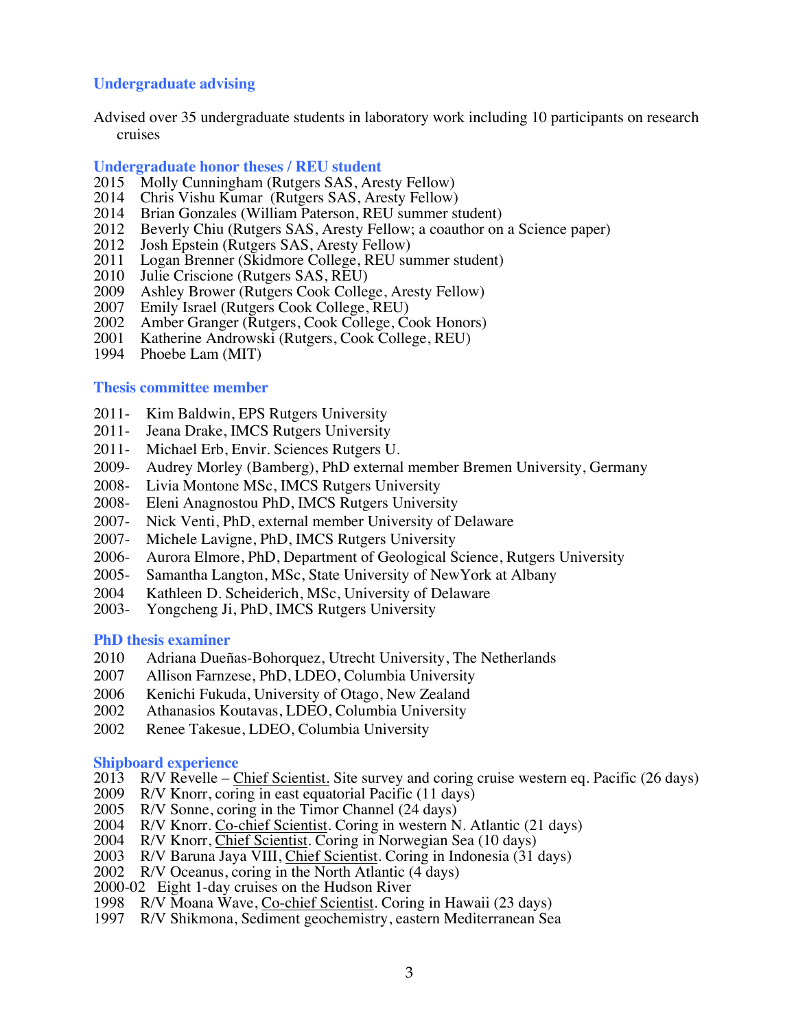## Undergraduate advising

Advised over 35 undergraduate students in laboratory work including 10 participants on research cruises

## Undergraduate honor theses / REU student

2015 Molly Cunningham (Rutgers SAS, Aresty Fellow)
2014 Chris Vishu Kumar (Rutgers SAS, Aresty Fellow)
2014 Brian Gonzales (William Paterson, REU summer student)
2012 Beverly Chiu (Rutgers SAS, Aresty Fellow; a coauthor on a Science paper)
2012 Josh Epstein (Rutgers SAS, Aresty Fellow)
2011 Logan Brenner (Skidmore College, REU summer student)
2010 Julie Criscione (Rutgers SAS, REU)
2009 Ashley Brower (Rutgers Cook College, Aresty Fellow)
2007 Emily Israel (Rutgers Cook College, REU)
2002 Amber Granger (Rutgers, Cook College, Cook Honors)
2001 Katherine Androwski (Rutgers, Cook College, REU)
1994 Phoebe Lam (MIT)

## Thesis committee member

2011- Kim Baldwin, EPS Rutgers University
2011- Jeana Drake, IMCS Rutgers University
2011- Michael Erb, Envir. Sciences Rutgers U.
2009- Audrey Morley (Bamberg), PhD external member Bremen University, Germany
2008- Livia Montone MSc, IMCS Rutgers University
2008- Eleni Anagnostou PhD, IMCS Rutgers University
2007- Nick Venti, PhD, external member University of Delaware
2007- Michele Lavigne, PhD, IMCS Rutgers University
2006- Aurora Elmore, PhD, Department of Geological Science, Rutgers University
2005- Samantha Langton, MSc, State University of NewYork at Albany
2004 Kathleen D. Scheiderich, MSc, University of Delaware
2003- Yongcheng Ji, PhD, IMCS Rutgers University

## PhD thesis examiner

2010 Adriana Dueñas-Bohorquez, Utrecht University, The Netherlands
2007 Allison Farnzese, PhD, LDEO, Columbia University
2006 Kenichi Fukuda, University of Otago, New Zealand
2002 Athanasios Koutavas, LDEO, Columbia University
2002 Renee Takesue, LDEO, Columbia University

## Shipboard experience

2013 R/V Revelle – Chief Scientist. Site survey and coring cruise western eq. Pacific (26 days)
2009 R/V Knorr, coring in east equatorial Pacific (11 days)
2005 R/V Sonne, coring in the Timor Channel (24 days)
2004 R/V Knorr. Co-chief Scientist. Coring in western N. Atlantic (21 days)
2004 R/V Knorr, Chief Scientist. Coring in Norwegian Sea (10 days)
2003 R/V Baruna Jaya VIII, Chief Scientist. Coring in Indonesia (31 days)
2002 R/V Oceanus, coring in the North Atlantic (4 days)
2000-02 Eight 1-day cruises on the Hudson River
1998 R/V Moana Wave, Co-chief Scientist. Coring in Hawaii (23 days)
1997 R/V Shikmona, Sediment geochemistry, eastern Mediterranean Sea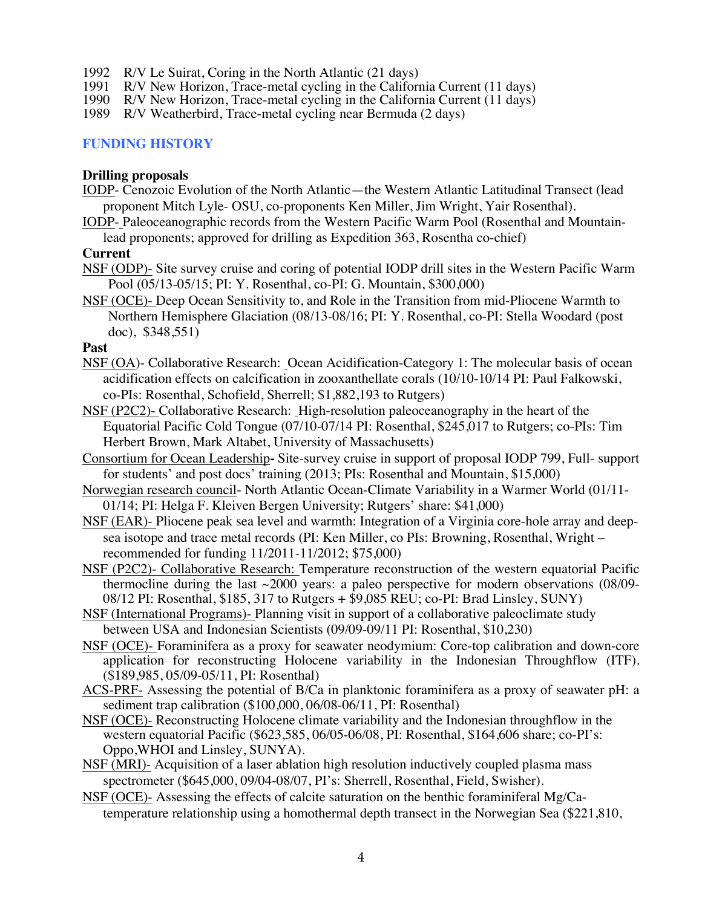1992 R/V Le Suirat, Coring in the North Atlantic (21 days)
1991 R/V New Horizon, Trace-metal cycling in the California Current (11 days)
1990 R/V New Horizon, Trace-metal cycling in the California Current (11 days)
1989 R/V Weatherbird, Trace-metal cycling near Bermuda (2 days)

## FUNDING HISTORY

**Drilling proposals**

IODP- Cenozoic Evolution of the North Atlantic—the Western Atlantic Latitudinal Transect (lead proponent Mitch Lyle- OSU, co-proponents Ken Miller, Jim Wright, Yair Rosenthal).

IODP- Paleoceanographic records from the Western Pacific Warm Pool (Rosenthal and Mountain-lead proponents; approved for drilling as Expedition 363, Rosentha co-chief)

**Current**

NSF (ODP)- Site survey cruise and coring of potential IODP drill sites in the Western Pacific Warm Pool (05/13-05/15; PI: Y. Rosenthal, co-PI: G. Mountain, $300,000)

NSF (OCE)- Deep Ocean Sensitivity to, and Role in the Transition from mid-Pliocene Warmth to Northern Hemisphere Glaciation (08/13-08/16; PI: Y. Rosenthal, co-PI: Stella Woodard (post doc), $348,551)

**Past**

NSF (OA)- Collaborative Research: Ocean Acidification-Category 1: The molecular basis of ocean acidification effects on calcification in zooxanthellate corals (10/10-10/14 PI: Paul Falkowski, co-PIs: Rosenthal, Schofield, Sherrell; $1,882,193 to Rutgers)

NSF (P2C2)- Collaborative Research: High-resolution paleoceanography in the heart of the Equatorial Pacific Cold Tongue (07/10-07/14 PI: Rosenthal, $245,017 to Rutgers; co-PIs: Tim Herbert Brown, Mark Altabet, University of Massachusetts)

Consortium for Ocean Leadership**-** Site-survey cruise in support of proposal IODP 799, Full- support for students' and post docs' training (2013; PIs: Rosenthal and Mountain, $15,000)

Norwegian research council- North Atlantic Ocean-Climate Variability in a Warmer World (01/11-01/14; PI: Helga F. Kleiven Bergen University; Rutgers' share: $41,000)

NSF (EAR)- Pliocene peak sea level and warmth: Integration of a Virginia core-hole array and deep-sea isotope and trace metal records (PI: Ken Miller, co PIs: Browning, Rosenthal, Wright – recommended for funding 11/2011-11/2012; $75,000)

NSF (P2C2)- Collaborative Research: Temperature reconstruction of the western equatorial Pacific thermocline during the last ~2000 years: a paleo perspective for modern observations (08/09-08/12 PI: Rosenthal, $185, 317 to Rutgers + $9,085 REU; co-PI: Brad Linsley, SUNY)

NSF (International Programs)- Planning visit in support of a collaborative paleoclimate study between USA and Indonesian Scientists (09/09-09/11 PI: Rosenthal, $10,230)

NSF (OCE)- Foraminifera as a proxy for seawater neodymium: Core-top calibration and down-core application for reconstructing Holocene variability in the Indonesian Throughflow (ITF). ($189,985, 05/09-05/11, PI: Rosenthal)

ACS-PRF- Assessing the potential of B/Ca in planktonic foraminifera as a proxy of seawater pH: a sediment trap calibration ($100,000, 06/08-06/11, PI: Rosenthal)

NSF (OCE)- Reconstructing Holocene climate variability and the Indonesian throughflow in the western equatorial Pacific ($623,585, 06/05-06/08, PI: Rosenthal, $164,606 share; co-PI's: Oppo,WHOI and Linsley, SUNYA).

NSF (MRI)- Acquisition of a laser ablation high resolution inductively coupled plasma mass spectrometer ($645,000, 09/04-08/07, PI's: Sherrell, Rosenthal, Field, Swisher).

NSF (OCE)- Assessing the effects of calcite saturation on the benthic foraminiferal Mg/Ca-temperature relationship using a homothermal depth transect in the Norwegian Sea ($221,810,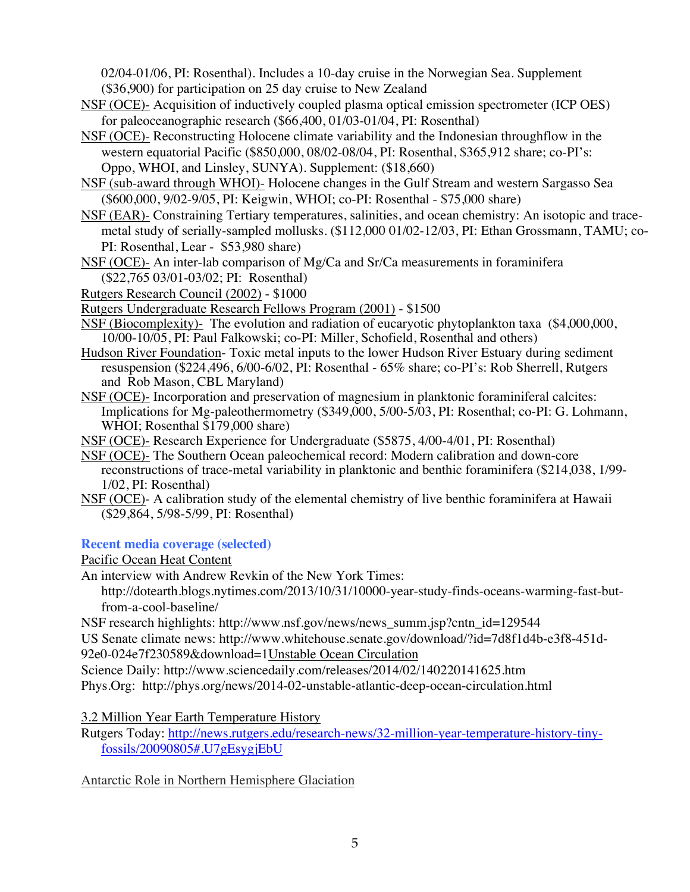02/04-01/06, PI: Rosenthal). Includes a 10-day cruise in the Norwegian Sea. Supplement ($36,900) for participation on 25 day cruise to New Zealand

NSF (OCE)- Acquisition of inductively coupled plasma optical emission spectrometer (ICP OES) for paleoceanographic research ($66,400, 01/03-01/04, PI: Rosenthal)

NSF (OCE)- Reconstructing Holocene climate variability and the Indonesian throughflow in the western equatorial Pacific ($850,000, 08/02-08/04, PI: Rosenthal, $365,912 share; co-PI's: Oppo, WHOI, and Linsley, SUNYA). Supplement: ($18,660)

NSF (sub-award through WHOI)- Holocene changes in the Gulf Stream and western Sargasso Sea ($600,000, 9/02-9/05, PI: Keigwin, WHOI; co-PI: Rosenthal - $75,000 share)

NSF (EAR)- Constraining Tertiary temperatures, salinities, and ocean chemistry: An isotopic and trace-metal study of serially-sampled mollusks. ($112,000 01/02-12/03, PI: Ethan Grossmann, TAMU; co-PI: Rosenthal, Lear - $53,980 share)

NSF (OCE)- An inter-lab comparison of Mg/Ca and Sr/Ca measurements in foraminifera ($22,765 03/01-03/02; PI: Rosenthal)

Rutgers Research Council (2002) - $1000

Rutgers Undergraduate Research Fellows Program (2001) - $1500

NSF (Biocomplexity)- The evolution and radiation of eucaryotic phytoplankton taxa ($4,000,000, 10/00-10/05, PI: Paul Falkowski; co-PI: Miller, Schofield, Rosenthal and others)

Hudson River Foundation- Toxic metal inputs to the lower Hudson River Estuary during sediment resuspension ($224,496, 6/00-6/02, PI: Rosenthal - 65% share; co-PI's: Rob Sherrell, Rutgers and Rob Mason, CBL Maryland)

NSF (OCE)- Incorporation and preservation of magnesium in planktonic foraminiferal calcites: Implications for Mg-paleothermometry ($349,000, 5/00-5/03, PI: Rosenthal; co-PI: G. Lohmann, WHOI; Rosenthal $179,000 share)

NSF (OCE)- Research Experience for Undergraduate ($5875, 4/00-4/01, PI: Rosenthal)

NSF (OCE)- The Southern Ocean paleochemical record: Modern calibration and down-core reconstructions of trace-metal variability in planktonic and benthic foraminifera ($214,038, 1/99-1/02, PI: Rosenthal)

NSF (OCE)- A calibration study of the elemental chemistry of live benthic foraminifera at Hawaii ($29,864, 5/98-5/99, PI: Rosenthal)

### Recent media coverage (selected)

Pacific Ocean Heat Content

An interview with Andrew Revkin of the New York Times: http://dotearth.blogs.nytimes.com/2013/10/31/10000-year-study-finds-oceans-warming-fast-but-from-a-cool-baseline/

NSF research highlights: http://www.nsf.gov/news/news_summ.jsp?cntn_id=129544

US Senate climate news: http://www.whitehouse.senate.gov/download/?id=7d8f1d4b-e3f8-451d-92e0-024e7f230589&download=1

Unstable Ocean Circulation

Science Daily: http://www.sciencedaily.com/releases/2014/02/140220141625.htm

Phys.Org: http://phys.org/news/2014-02-unstable-atlantic-deep-ocean-circulation.html

3.2 Million Year Earth Temperature History

Rutgers Today: http://news.rutgers.edu/research-news/32-million-year-temperature-history-tiny-fossils/20090805#.U7gEsygjEbU

Antarctic Role in Northern Hemisphere Glaciation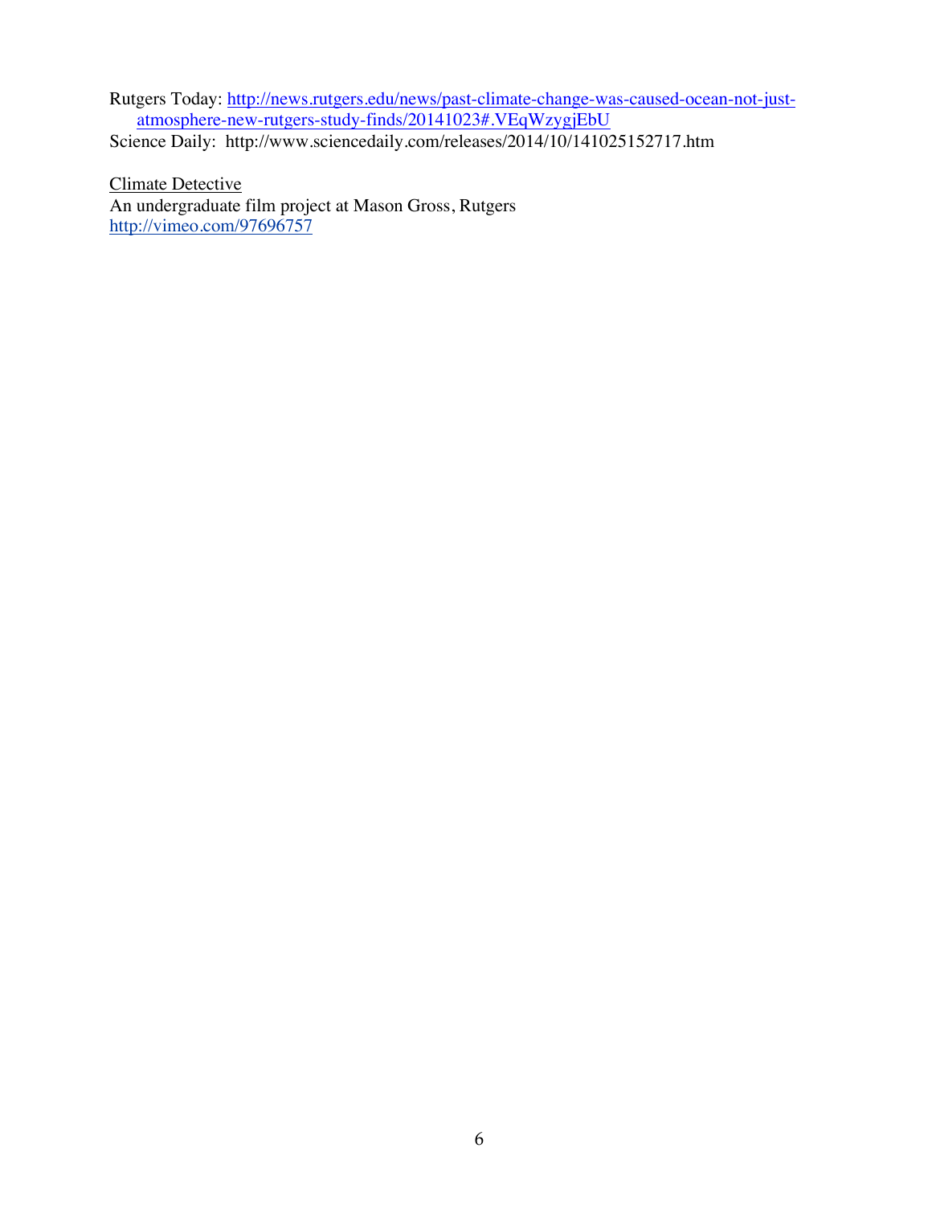Rutgers Today: http://news.rutgers.edu/news/past-climate-change-was-caused-ocean-not-just-atmosphere-new-rutgers-study-finds/20141023#.VEqWzygjEbU
Science Daily: http://www.sciencedaily.com/releases/2014/10/141025152717.htm

Climate Detective
An undergraduate film project at Mason Gross, Rutgers
http://vimeo.com/97696757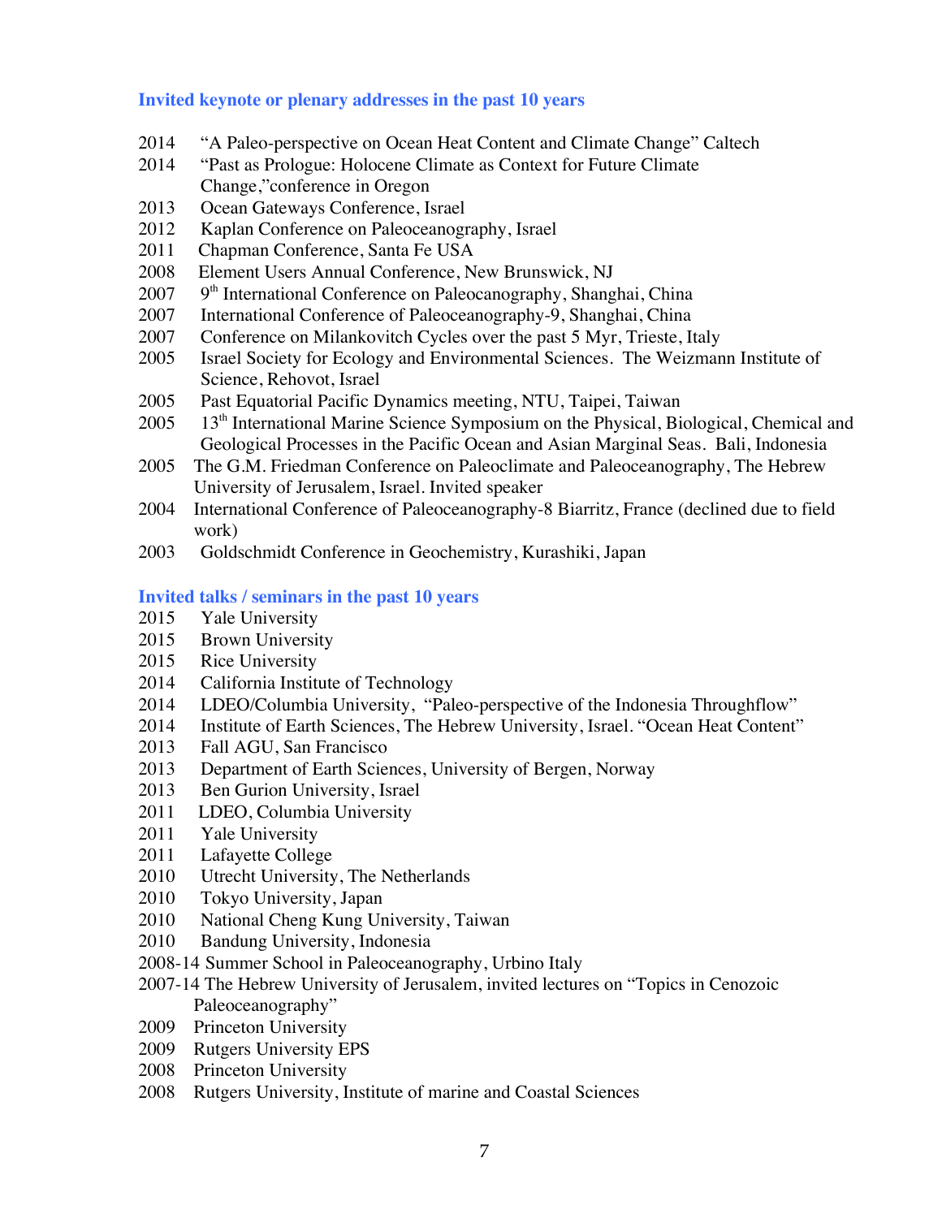### Invited keynote or plenary addresses in the past 10 years

2014 "A Paleo-perspective on Ocean Heat Content and Climate Change" Caltech
2014 "Past as Prologue: Holocene Climate as Context for Future Climate Change,"conference in Oregon
2013 Ocean Gateways Conference, Israel
2012 Kaplan Conference on Paleoceanography, Israel
2011 Chapman Conference, Santa Fe USA
2008 Element Users Annual Conference, New Brunswick, NJ
2007 9th International Conference on Paleocanography, Shanghai, China
2007 International Conference of Paleoceanography-9, Shanghai, China
2007 Conference on Milankovitch Cycles over the past 5 Myr, Trieste, Italy
2005 Israel Society for Ecology and Environmental Sciences. The Weizmann Institute of Science, Rehovot, Israel
2005 Past Equatorial Pacific Dynamics meeting, NTU, Taipei, Taiwan
2005 13th International Marine Science Symposium on the Physical, Biological, Chemical and Geological Processes in the Pacific Ocean and Asian Marginal Seas. Bali, Indonesia
2005 The G.M. Friedman Conference on Paleoclimate and Paleoceanography, The Hebrew University of Jerusalem, Israel. Invited speaker
2004 International Conference of Paleoceanography-8 Biarritz, France (declined due to field work)
2003 Goldschmidt Conference in Geochemistry, Kurashiki, Japan

### Invited talks / seminars in the past 10 years

2015 Yale University
2015 Brown University
2015 Rice University
2014 California Institute of Technology
2014 LDEO/Columbia University, "Paleo-perspective of the Indonesia Throughflow"
2014 Institute of Earth Sciences, The Hebrew University, Israel. "Ocean Heat Content"
2013 Fall AGU, San Francisco
2013 Department of Earth Sciences, University of Bergen, Norway
2013 Ben Gurion University, Israel
2011 LDEO, Columbia University
2011 Yale University
2011 Lafayette College
2010 Utrecht University, The Netherlands
2010 Tokyo University, Japan
2010 National Cheng Kung University, Taiwan
2010 Bandung University, Indonesia
2008-14 Summer School in Paleoceanography, Urbino Italy
2007-14 The Hebrew University of Jerusalem, invited lectures on "Topics in Cenozoic Paleoceanography"
2009 Princeton University
2009 Rutgers University EPS
2008 Princeton University
2008 Rutgers University, Institute of marine and Coastal Sciences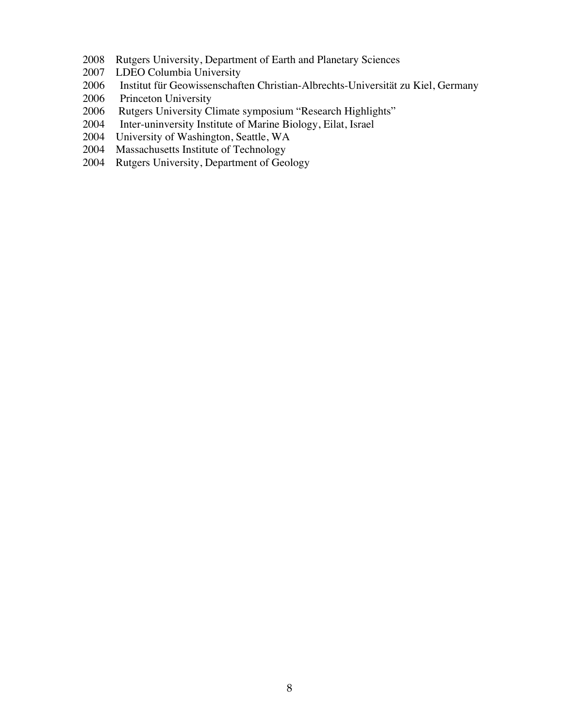2008 Rutgers University, Department of Earth and Planetary Sciences  
2007 LDEO Columbia University  
2006 Institut für Geowissenschaften Christian-Albrechts-Universität zu Kiel, Germany  
2006 Princeton University  
2006 Rutgers University Climate symposium “Research Highlights”  
2004 Inter-uninversity Institute of Marine Biology, Eilat, Israel  
2004 University of Washington, Seattle, WA  
2004 Massachusetts Institute of Technology  
2004 Rutgers University, Department of Geology